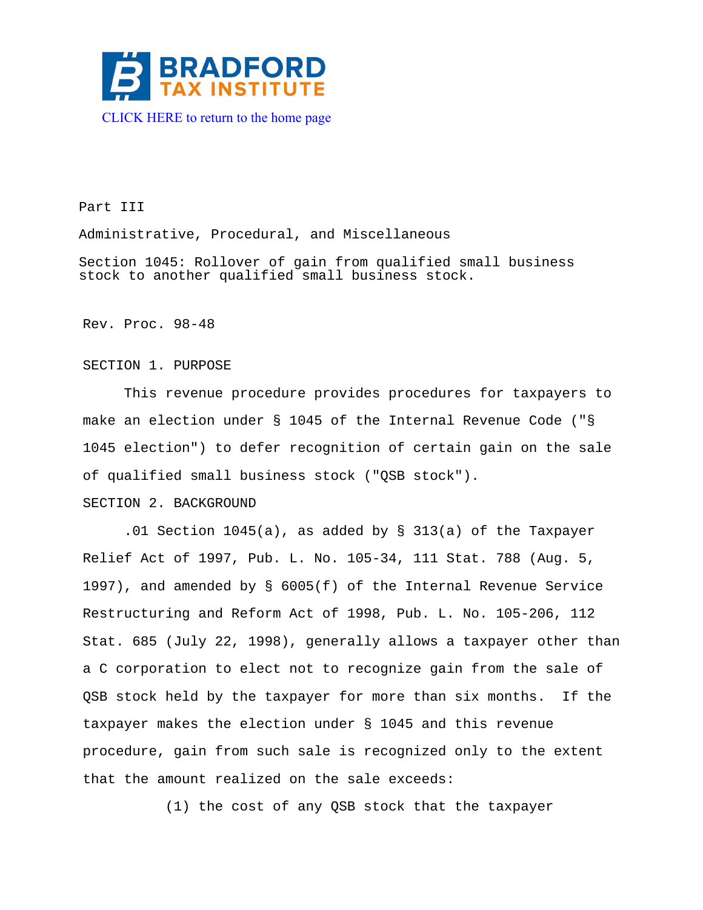BRADFORD TAX INSTITUTE

CLICK HERE to return to the home page

Part III

Administrative, Procedural, and Miscellaneous

Section 1045: Rollover of gain from qualified small business stock to another qualified small business stock.

Rev. Proc. 98-48

SECTION 1. PURPOSE

This revenue procedure provides procedures for taxpayers to make an election under § 1045 of the Internal Revenue Code ("§ 1045 election") to defer recognition of certain gain on the sale of qualified small business stock ("QSB stock").

SECTION 2. BACKGROUND

.01 Section 1045(a), as added by § 313(a) of the Taxpayer Relief Act of 1997, Pub. L. No. 105-34, 111 Stat. 788 (Aug. 5, 1997), and amended by § 6005(f) of the Internal Revenue Service Restructuring and Reform Act of 1998, Pub. L. No. 105-206, 112 Stat. 685 (July 22, 1998), generally allows a taxpayer other than a C corporation to elect not to recognize gain from the sale of QSB stock held by the taxpayer for more than six months. If the taxpayer makes the election under § 1045 and this revenue procedure, gain from such sale is recognized only to the extent that the amount realized on the sale exceeds:

(1) the cost of any QSB stock that the taxpayer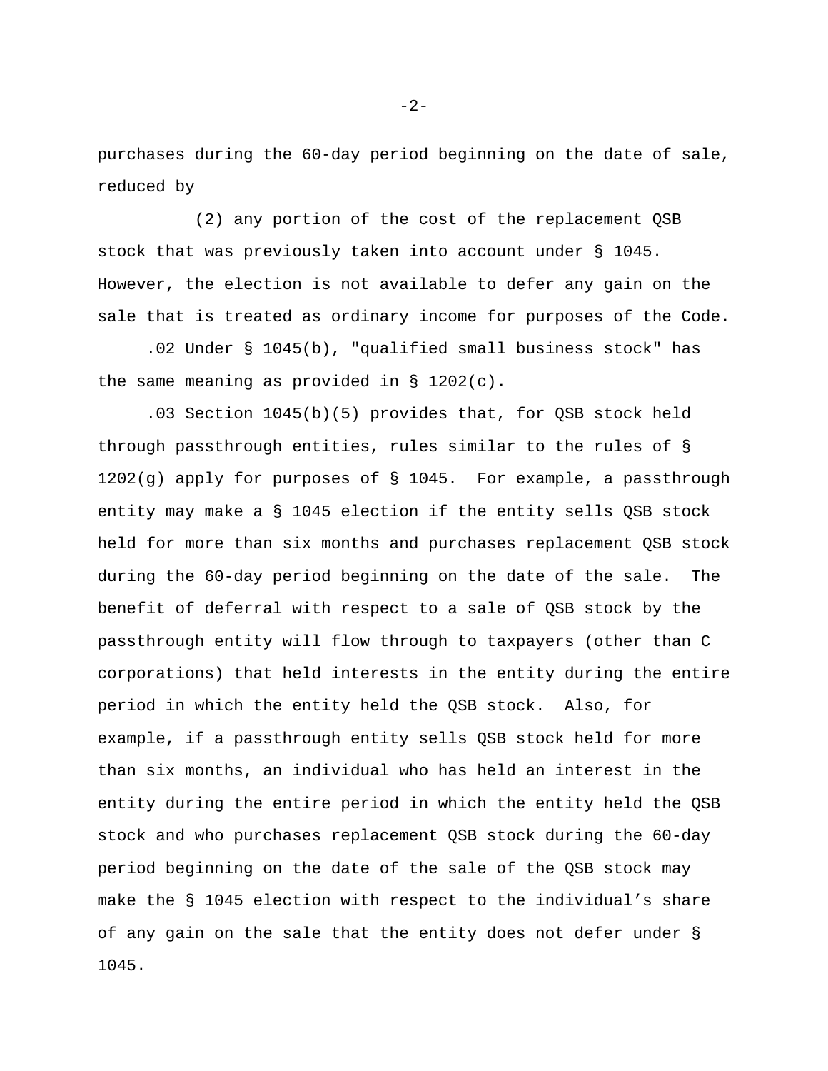purchases during the 60-day period beginning on the date of sale, reduced by

(2) any portion of the cost of the replacement QSB stock that was previously taken into account under § 1045. However, the election is not available to defer any gain on the sale that is treated as ordinary income for purposes of the Code.

.02 Under § 1045(b), "qualified small business stock" has the same meaning as provided in § 1202(c).

.03 Section 1045(b)(5) provides that, for QSB stock held through passthrough entities, rules similar to the rules of § 1202(g) apply for purposes of § 1045. For example, a passthrough entity may make a § 1045 election if the entity sells QSB stock held for more than six months and purchases replacement QSB stock during the 60-day period beginning on the date of the sale. The benefit of deferral with respect to a sale of QSB stock by the passthrough entity will flow through to taxpayers (other than C corporations) that held interests in the entity during the entire period in which the entity held the QSB stock. Also, for example, if a passthrough entity sells QSB stock held for more than six months, an individual who has held an interest in the entity during the entire period in which the entity held the QSB stock and who purchases replacement QSB stock during the 60-day period beginning on the date of the sale of the QSB stock may make the § 1045 election with respect to the individual's share of any gain on the sale that the entity does not defer under § 1045.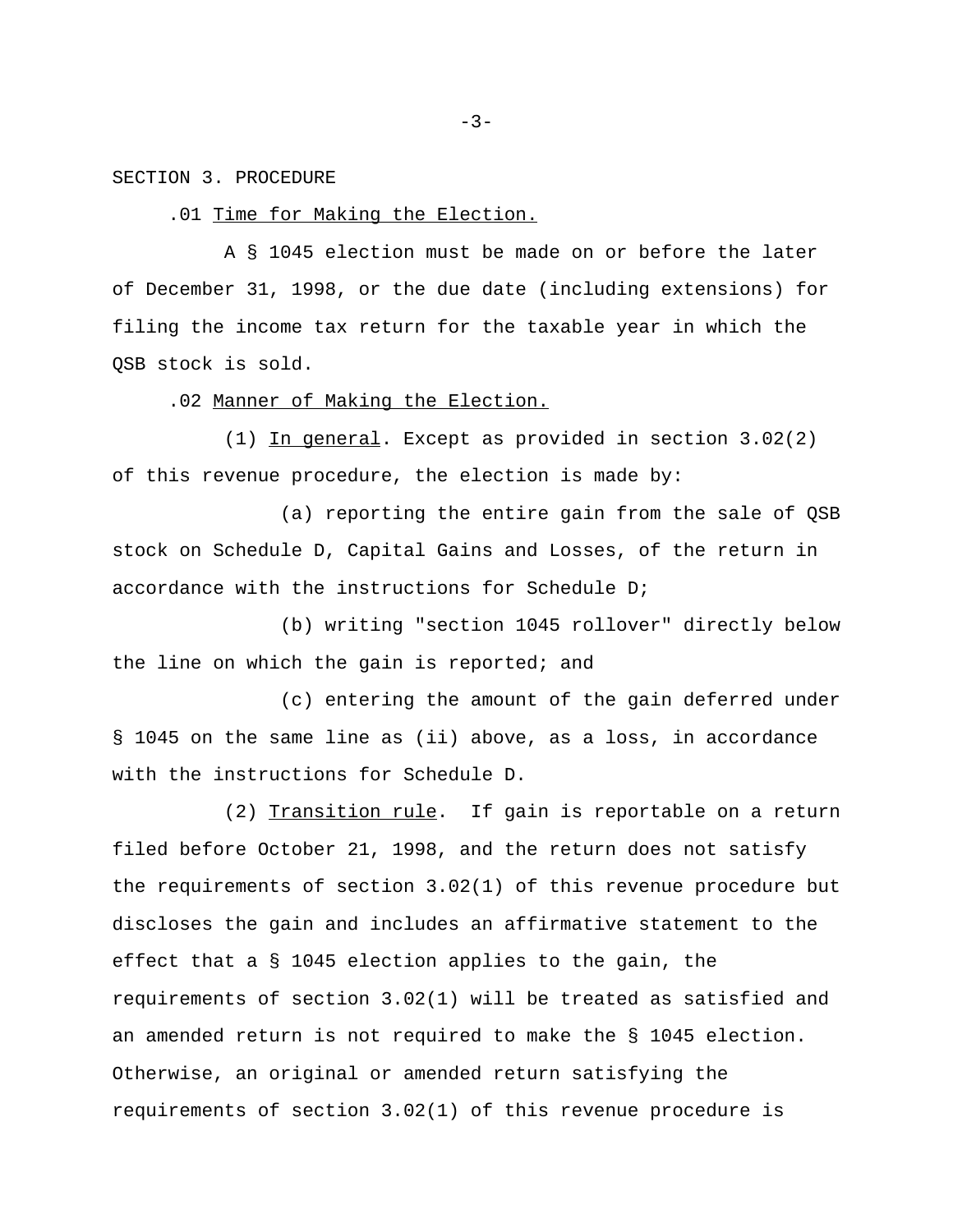SECTION 3. PROCEDURE

.01 Time for Making the Election.

A § 1045 election must be made on or before the later of December 31, 1998, or the due date (including extensions) for filing the income tax return for the taxable year in which the QSB stock is sold.

.02 Manner of Making the Election.

(1) In general. Except as provided in section 3.02(2) of this revenue procedure, the election is made by:

(a) reporting the entire gain from the sale of QSB stock on Schedule D, Capital Gains and Losses, of the return in accordance with the instructions for Schedule D;

(b) writing "section 1045 rollover" directly below the line on which the gain is reported; and

(c) entering the amount of the gain deferred under § 1045 on the same line as (ii) above, as a loss, in accordance with the instructions for Schedule D.

(2) Transition rule. If gain is reportable on a return filed before October 21, 1998, and the return does not satisfy the requirements of section 3.02(1) of this revenue procedure but discloses the gain and includes an affirmative statement to the effect that a § 1045 election applies to the gain, the requirements of section 3.02(1) will be treated as satisfied and an amended return is not required to make the § 1045 election. Otherwise, an original or amended return satisfying the requirements of section 3.02(1) of this revenue procedure is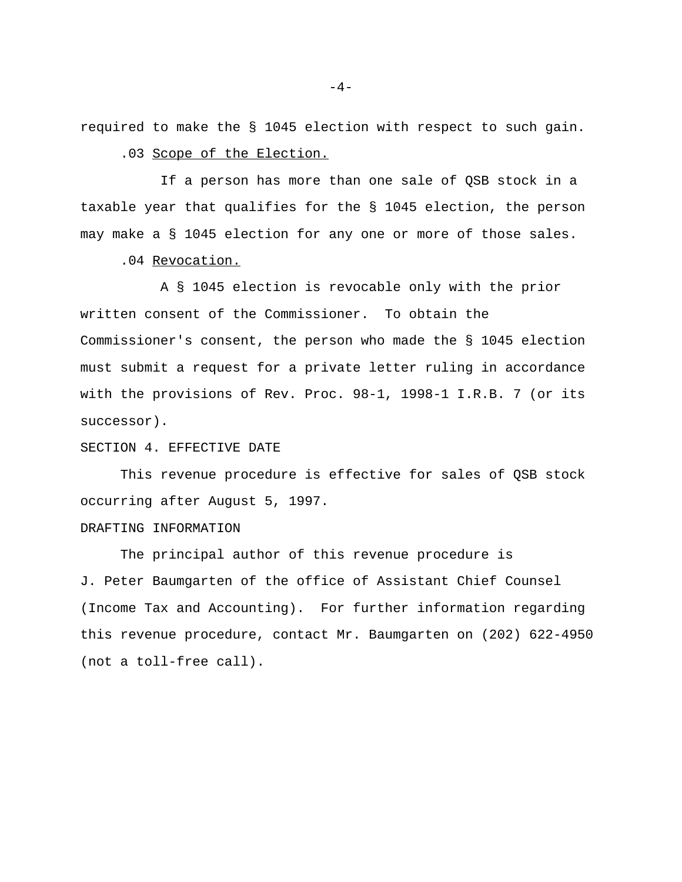required to make the § 1045 election with respect to such gain.

.03 Scope of the Election.

If a person has more than one sale of QSB stock in a taxable year that qualifies for the § 1045 election, the person may make a § 1045 election for any one or more of those sales.

.04 Revocation.

A § 1045 election is revocable only with the prior written consent of the Commissioner. To obtain the Commissioner's consent, the person who made the § 1045 election must submit a request for a private letter ruling in accordance with the provisions of Rev. Proc. 98-1, 1998-1 I.R.B. 7 (or its successor).

SECTION 4. EFFECTIVE DATE

This revenue procedure is effective for sales of QSB stock occurring after August 5, 1997.

DRAFTING INFORMATION

The principal author of this revenue procedure is J. Peter Baumgarten of the office of Assistant Chief Counsel (Income Tax and Accounting). For further information regarding this revenue procedure, contact Mr. Baumgarten on (202) 622-4950 (not a toll-free call).